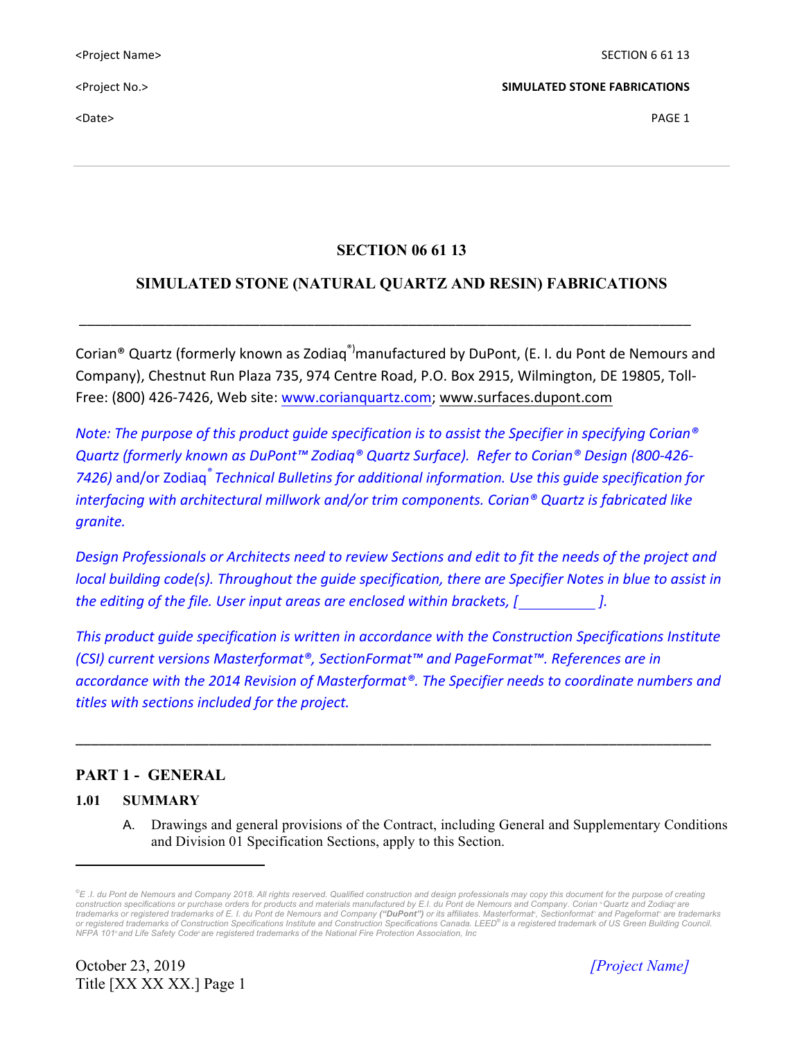# SECTION 06 61 13

## SIMULATED STONE (NATURAL QUARTZ AND RESIN) FABRICATIONS

---

Corian® Quartz (formerly known as Zodiaq®) manufactured by DuPont, (E. I. du Pont de Nemours and Company), Chestnut Run Plaza 735, 974 Centre Road, P.O. Box 2915, Wilmington, DE 19805, Toll-Free: (800) 426-7426, Web site: www.corianquartz.com; www.surfaces.dupont.com

*Note: The purpose of this product guide specification is to assist the Specifier in specifying Corian® Quartz (formerly known as DuPont™ Zodiaq® Quartz Surface). Refer to Corian® Design (800-426-7426) and/or Zodiaq® Technical Bulletins for additional information. Use this guide specification for interfacing with architectural millwork and/or trim components. Corian® Quartz is fabricated like granite.*

*Design Professionals or Architects need to review Sections and edit to fit the needs of the project and local building code(s). Throughout the guide specification, there are Specifier Notes in blue to assist in the editing of the file. User input areas are enclosed within brackets, [__________ ].*

*This product guide specification is written in accordance with the Construction Specifications Institute (CSI) current versions Masterformat®, SectionFormat™ and PageFormat™. References are in accordance with the 2014 Revision of Masterformat®. The Specifier needs to coordinate numbers and titles with sections included for the project.*

---

## PART 1 - GENERAL

### 1.01 SUMMARY

A. Drawings and general provisions of the Contract, including General and Supplementary Conditions and Division 01 Specification Sections, apply to this Section.

---

*©E .I. du Pont de Nemours and Company 2018. All rights reserved. Qualified construction and design professionals may copy this document for the purpose of creating construction specifications or purchase orders for products and materials manufactured by E.I. du Pont de Nemours and Company. Corian® Quartz and Zodiaq® are trademarks or registered trademarks of E. I. du Pont de Nemours and Company ("DuPont") or its affiliates. Masterformat®, Sectionformat® and Pageformat® are trademarks or registered trademarks of Construction Specifications Institute and Construction Specifications Canada. LEED® is a registered trademark of US Green Building Council. NFPA 101® and Life Safety Code® are registered trademarks of the National Fire Protection Association, Inc*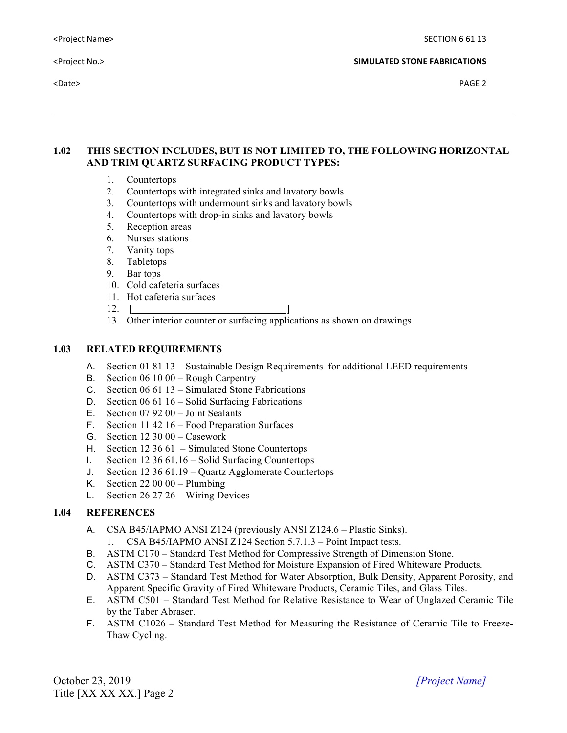## 1.02 THIS SECTION INCLUDES, BUT IS NOT LIMITED TO, THE FOLLOWING HORIZONTAL AND TRIM QUARTZ SURFACING PRODUCT TYPES:

1. Countertops
2. Countertops with integrated sinks and lavatory bowls
3. Countertops with undermount sinks and lavatory bowls
4. Countertops with drop-in sinks and lavatory bowls
5. Reception areas
6. Nurses stations
7. Vanity tops
8. Tabletops
9. Bar tops
10. Cold cafeteria surfaces
11. Hot cafeteria surfaces
12. [______________________________]
13. Other interior counter or surfacing applications as shown on drawings

## 1.03 RELATED REQUIREMENTS

A. Section 01 81 13 – Sustainable Design Requirements for additional LEED requirements
B. Section 06 10 00 – Rough Carpentry
C. Section 06 61 13 – Simulated Stone Fabrications
D. Section 06 61 16 – Solid Surfacing Fabrications
E. Section 07 92 00 – Joint Sealants
F. Section 11 42 16 – Food Preparation Surfaces
G. Section 12 30 00 – Casework
H. Section 12 36 61 – Simulated Stone Countertops
I. Section 12 36 61.16 – Solid Surfacing Countertops
J. Section 12 36 61.19 – Quartz Agglomerate Countertops
K. Section 22 00 00 – Plumbing
L. Section 26 27 26 – Wiring Devices

## 1.04 REFERENCES

A. CSA B45/IAPMO ANSI Z124 (previously ANSI Z124.6 – Plastic Sinks).
   1. CSA B45/IAPMO ANSI Z124 Section 5.7.1.3 – Point Impact tests.
B. ASTM C170 – Standard Test Method for Compressive Strength of Dimension Stone.
C. ASTM C370 – Standard Test Method for Moisture Expansion of Fired Whiteware Products.
D. ASTM C373 – Standard Test Method for Water Absorption, Bulk Density, Apparent Porosity, and Apparent Specific Gravity of Fired Whiteware Products, Ceramic Tiles, and Glass Tiles.
E. ASTM C501 – Standard Test Method for Relative Resistance to Wear of Unglazed Ceramic Tile by the Taber Abraser.
F. ASTM C1026 – Standard Test Method for Measuring the Resistance of Ceramic Tile to Freeze-Thaw Cycling.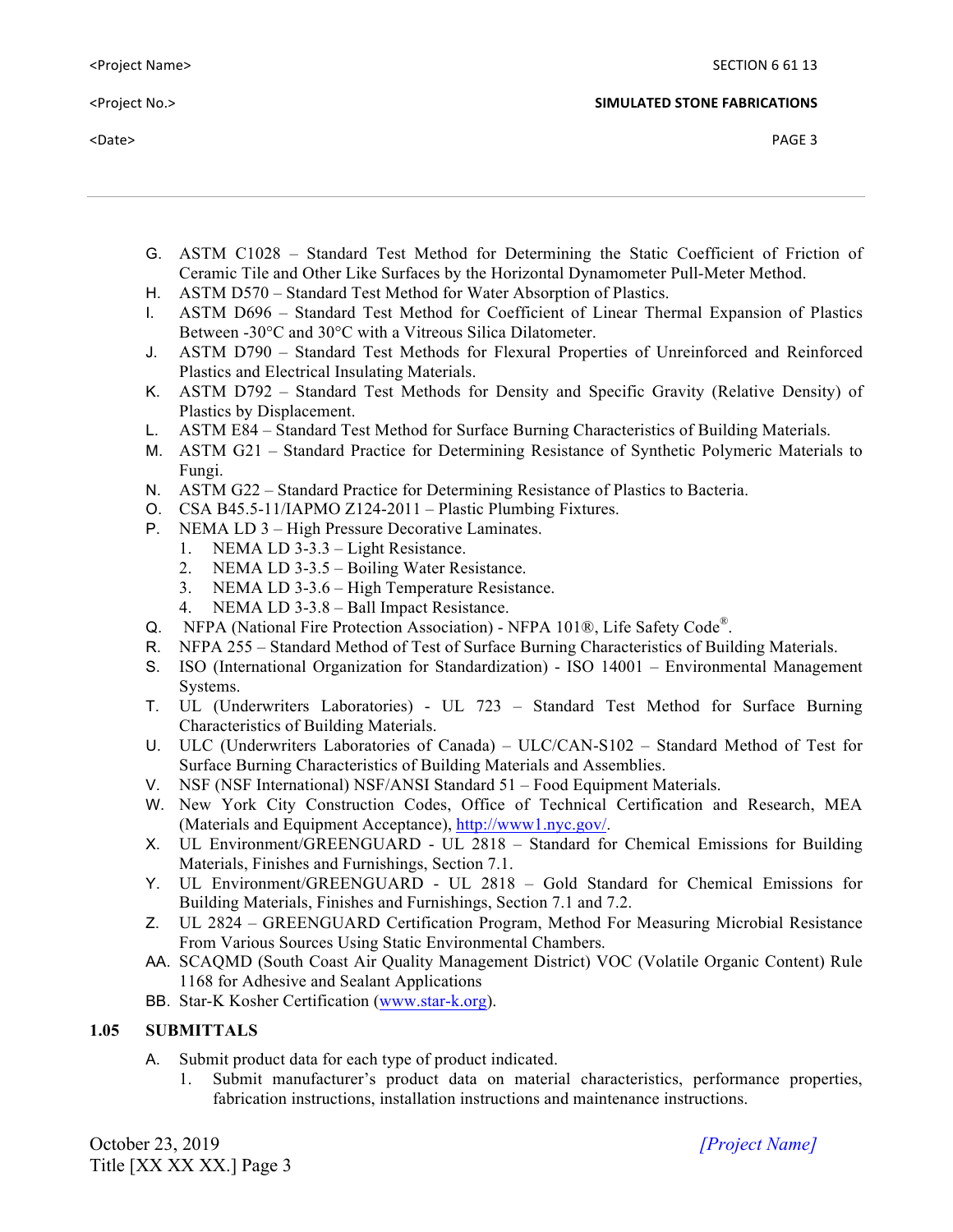G. ASTM C1028 – Standard Test Method for Determining the Static Coefficient of Friction of Ceramic Tile and Other Like Surfaces by the Horizontal Dynamometer Pull-Meter Method.

H. ASTM D570 – Standard Test Method for Water Absorption of Plastics.

I. ASTM D696 – Standard Test Method for Coefficient of Linear Thermal Expansion of Plastics Between -30°C and 30°C with a Vitreous Silica Dilatometer.

J. ASTM D790 – Standard Test Methods for Flexural Properties of Unreinforced and Reinforced Plastics and Electrical Insulating Materials.

K. ASTM D792 – Standard Test Methods for Density and Specific Gravity (Relative Density) of Plastics by Displacement.

L. ASTM E84 – Standard Test Method for Surface Burning Characteristics of Building Materials.

M. ASTM G21 – Standard Practice for Determining Resistance of Synthetic Polymeric Materials to Fungi.

N. ASTM G22 – Standard Practice for Determining Resistance of Plastics to Bacteria.

O. CSA B45.5-11/IAPMO Z124-2011 – Plastic Plumbing Fixtures.

P. NEMA LD 3 – High Pressure Decorative Laminates.
   1. NEMA LD 3-3.3 – Light Resistance.
   2. NEMA LD 3-3.5 – Boiling Water Resistance.
   3. NEMA LD 3-3.6 – High Temperature Resistance.
   4. NEMA LD 3-3.8 – Ball Impact Resistance.

Q. NFPA (National Fire Protection Association) - NFPA 101®, Life Safety Code®.

R. NFPA 255 – Standard Method of Test of Surface Burning Characteristics of Building Materials.

S. ISO (International Organization for Standardization) - ISO 14001 – Environmental Management Systems.

T. UL (Underwriters Laboratories) - UL 723 – Standard Test Method for Surface Burning Characteristics of Building Materials.

U. ULC (Underwriters Laboratories of Canada) – ULC/CAN-S102 – Standard Method of Test for Surface Burning Characteristics of Building Materials and Assemblies.

V. NSF (NSF International) NSF/ANSI Standard 51 – Food Equipment Materials.

W. New York City Construction Codes, Office of Technical Certification and Research, MEA (Materials and Equipment Acceptance), http://www1.nyc.gov/.

X. UL Environment/GREENGUARD - UL 2818 – Standard for Chemical Emissions for Building Materials, Finishes and Furnishings, Section 7.1.

Y. UL Environment/GREENGUARD - UL 2818 – Gold Standard for Chemical Emissions for Building Materials, Finishes and Furnishings, Section 7.1 and 7.2.

Z. UL 2824 – GREENGUARD Certification Program, Method For Measuring Microbial Resistance From Various Sources Using Static Environmental Chambers.

AA. SCAQMD (South Coast Air Quality Management District) VOC (Volatile Organic Content) Rule 1168 for Adhesive and Sealant Applications

BB. Star-K Kosher Certification (www.star-k.org).

## 1.05 SUBMITTALS

A. Submit product data for each type of product indicated.
   1. Submit manufacturer's product data on material characteristics, performance properties, fabrication instructions, installation instructions and maintenance instructions.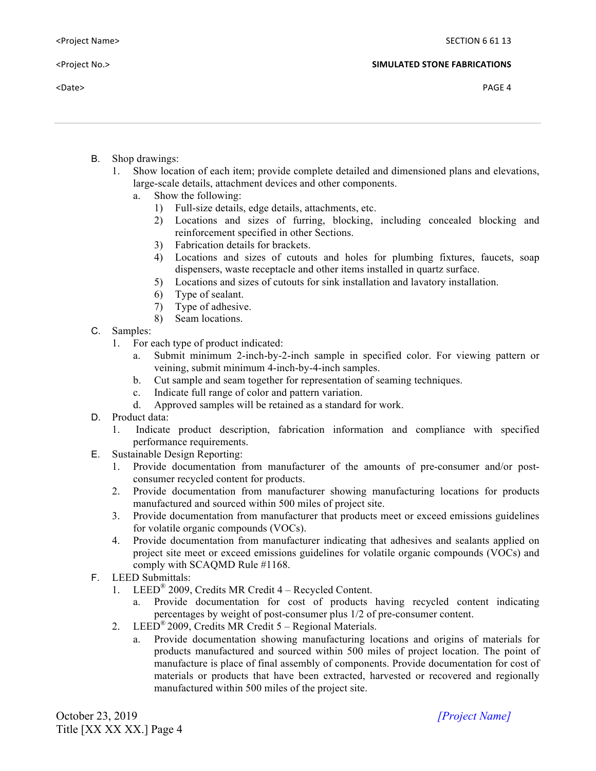B. Shop drawings:
   1. Show location of each item; provide complete detailed and dimensioned plans and elevations, large-scale details, attachment devices and other components.
      a. Show the following:
         1) Full-size details, edge details, attachments, etc.
         2) Locations and sizes of furring, blocking, including concealed blocking and reinforcement specified in other Sections.
         3) Fabrication details for brackets.
         4) Locations and sizes of cutouts and holes for plumbing fixtures, faucets, soap dispensers, waste receptacle and other items installed in quartz surface.
         5) Locations and sizes of cutouts for sink installation and lavatory installation.
         6) Type of sealant.
         7) Type of adhesive.
         8) Seam locations.

C. Samples:
   1. For each type of product indicated:
      a. Submit minimum 2-inch-by-2-inch sample in specified color. For viewing pattern or veining, submit minimum 4-inch-by-4-inch samples.
      b. Cut sample and seam together for representation of seaming techniques.
      c. Indicate full range of color and pattern variation.
      d. Approved samples will be retained as a standard for work.

D. Product data:
   1. Indicate product description, fabrication information and compliance with specified performance requirements.

E. Sustainable Design Reporting:
   1. Provide documentation from manufacturer of the amounts of pre-consumer and/or post-consumer recycled content for products.
   2. Provide documentation from manufacturer showing manufacturing locations for products manufactured and sourced within 500 miles of project site.
   3. Provide documentation from manufacturer that products meet or exceed emissions guidelines for volatile organic compounds (VOCs).
   4. Provide documentation from manufacturer indicating that adhesives and sealants applied on project site meet or exceed emissions guidelines for volatile organic compounds (VOCs) and comply with SCAQMD Rule #1168.

F. LEED Submittals:
   1. LEED® 2009, Credits MR Credit 4 – Recycled Content.
      a. Provide documentation for cost of products having recycled content indicating percentages by weight of post-consumer plus 1/2 of pre-consumer content.
   2. LEED® 2009, Credits MR Credit 5 – Regional Materials.
      a. Provide documentation showing manufacturing locations and origins of materials for products manufactured and sourced within 500 miles of project location. The point of manufacture is place of final assembly of components. Provide documentation for cost of materials or products that have been extracted, harvested or recovered and regionally manufactured within 500 miles of the project site.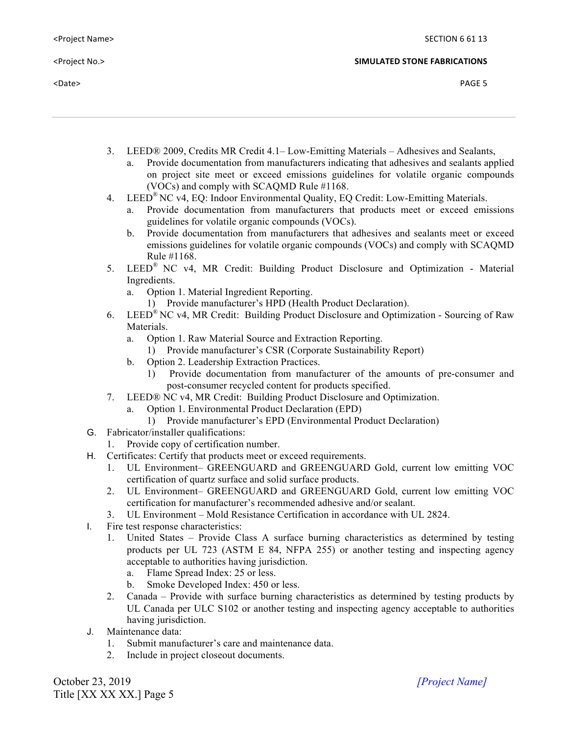3. LEED® 2009, Credits MR Credit 4.1– Low-Emitting Materials – Adhesives and Sealants,
    a. Provide documentation from manufacturers indicating that adhesives and sealants applied on project site meet or exceed emissions guidelines for volatile organic compounds (VOCs) and comply with SCAQMD Rule #1168.
4. LEED® NC v4, EQ: Indoor Environmental Quality, EQ Credit: Low-Emitting Materials.
    a. Provide documentation from manufacturers that products meet or exceed emissions guidelines for volatile organic compounds (VOCs).
    b. Provide documentation from manufacturers that adhesives and sealants meet or exceed emissions guidelines for volatile organic compounds (VOCs) and comply with SCAQMD Rule #1168.
5. LEED® NC v4, MR Credit: Building Product Disclosure and Optimization - Material Ingredients.
    a. Option 1. Material Ingredient Reporting.
        1) Provide manufacturer's HPD (Health Product Declaration).
6. LEED® NC v4, MR Credit: Building Product Disclosure and Optimization - Sourcing of Raw Materials.
    a. Option 1. Raw Material Source and Extraction Reporting.
        1) Provide manufacturer's CSR (Corporate Sustainability Report)
    b. Option 2. Leadership Extraction Practices.
        1) Provide documentation from manufacturer of the amounts of pre-consumer and post-consumer recycled content for products specified.
7. LEED® NC v4, MR Credit: Building Product Disclosure and Optimization.
    a. Option 1. Environmental Product Declaration (EPD)
        1) Provide manufacturer's EPD (Environmental Product Declaration)

G. Fabricator/installer qualifications:
1. Provide copy of certification number.

H. Certificates: Certify that products meet or exceed requirements.
1. UL Environment– GREENGUARD and GREENGUARD Gold, current low emitting VOC certification of quartz surface and solid surface products.
2. UL Environment– GREENGUARD and GREENGUARD Gold, current low emitting VOC certification for manufacturer's recommended adhesive and/or sealant.
3. UL Environment – Mold Resistance Certification in accordance with UL 2824.

I. Fire test response characteristics:
1. United States – Provide Class A surface burning characteristics as determined by testing products per UL 723 (ASTM E 84, NFPA 255) or another testing and inspecting agency acceptable to authorities having jurisdiction.
    a. Flame Spread Index: 25 or less.
    b. Smoke Developed Index: 450 or less.
2. Canada – Provide with surface burning characteristics as determined by testing products by UL Canada per ULC S102 or another testing and inspecting agency acceptable to authorities having jurisdiction.

J. Maintenance data:
1. Submit manufacturer's care and maintenance data.
2. Include in project closeout documents.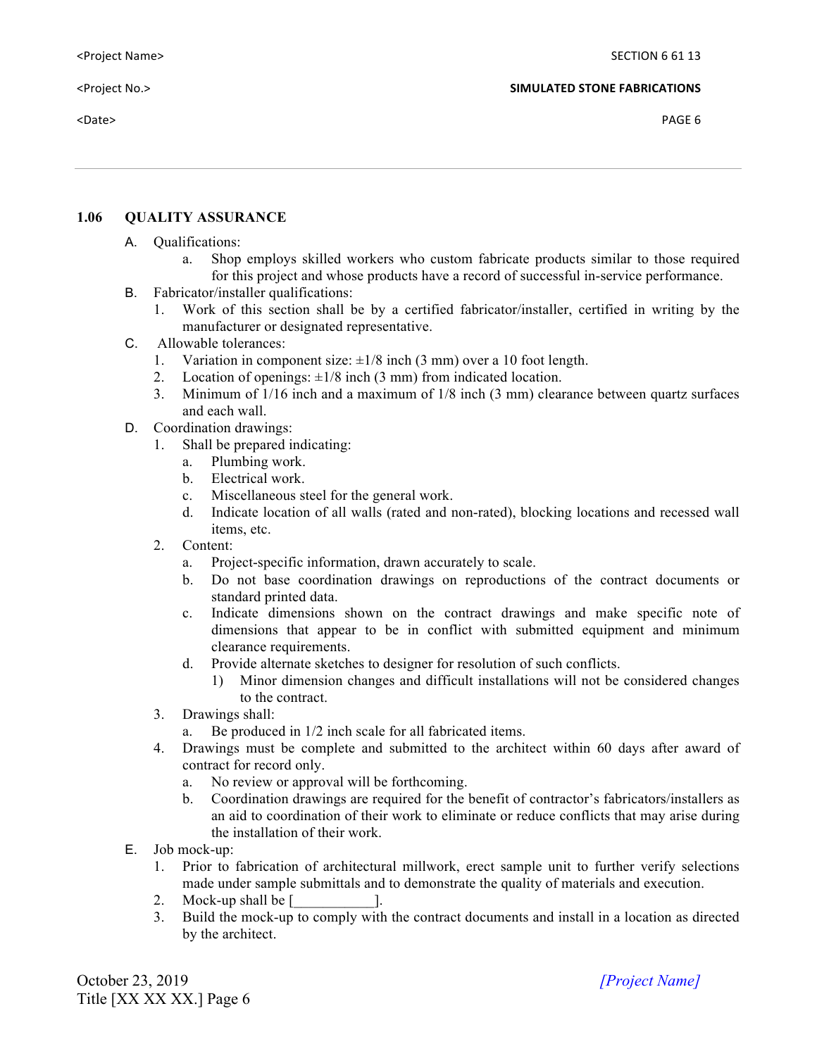## 1.06 QUALITY ASSURANCE

A. Qualifications:
   - a. Shop employs skilled workers who custom fabricate products similar to those required for this project and whose products have a record of successful in-service performance.

B. Fabricator/installer qualifications:
   1. Work of this section shall be by a certified fabricator/installer, certified in writing by the manufacturer or designated representative.

C. Allowable tolerances:
   1. Variation in component size: ±1/8 inch (3 mm) over a 10 foot length.
   2. Location of openings: ±1/8 inch (3 mm) from indicated location.
   3. Minimum of 1/16 inch and a maximum of 1/8 inch (3 mm) clearance between quartz surfaces and each wall.

D. Coordination drawings:
   1. Shall be prepared indicating:
      - a. Plumbing work.
      - b. Electrical work.
      - c. Miscellaneous steel for the general work.
      - d. Indicate location of all walls (rated and non-rated), blocking locations and recessed wall items, etc.
   2. Content:
      - a. Project-specific information, drawn accurately to scale.
      - b. Do not base coordination drawings on reproductions of the contract documents or standard printed data.
      - c. Indicate dimensions shown on the contract drawings and make specific note of dimensions that appear to be in conflict with submitted equipment and minimum clearance requirements.
      - d. Provide alternate sketches to designer for resolution of such conflicts.
        - 1) Minor dimension changes and difficult installations will not be considered changes to the contract.
   3. Drawings shall:
      - a. Be produced in 1/2 inch scale for all fabricated items.
   4. Drawings must be complete and submitted to the architect within 60 days after award of contract for record only.
      - a. No review or approval will be forthcoming.
      - b. Coordination drawings are required for the benefit of contractor's fabricators/installers as an aid to coordination of their work to eliminate or reduce conflicts that may arise during the installation of their work.

E. Job mock-up:
   1. Prior to fabrication of architectural millwork, erect sample unit to further verify selections made under sample submittals and to demonstrate the quality of materials and execution.
   2. Mock-up shall be [___________].
   3. Build the mock-up to comply with the contract documents and install in a location as directed by the architect.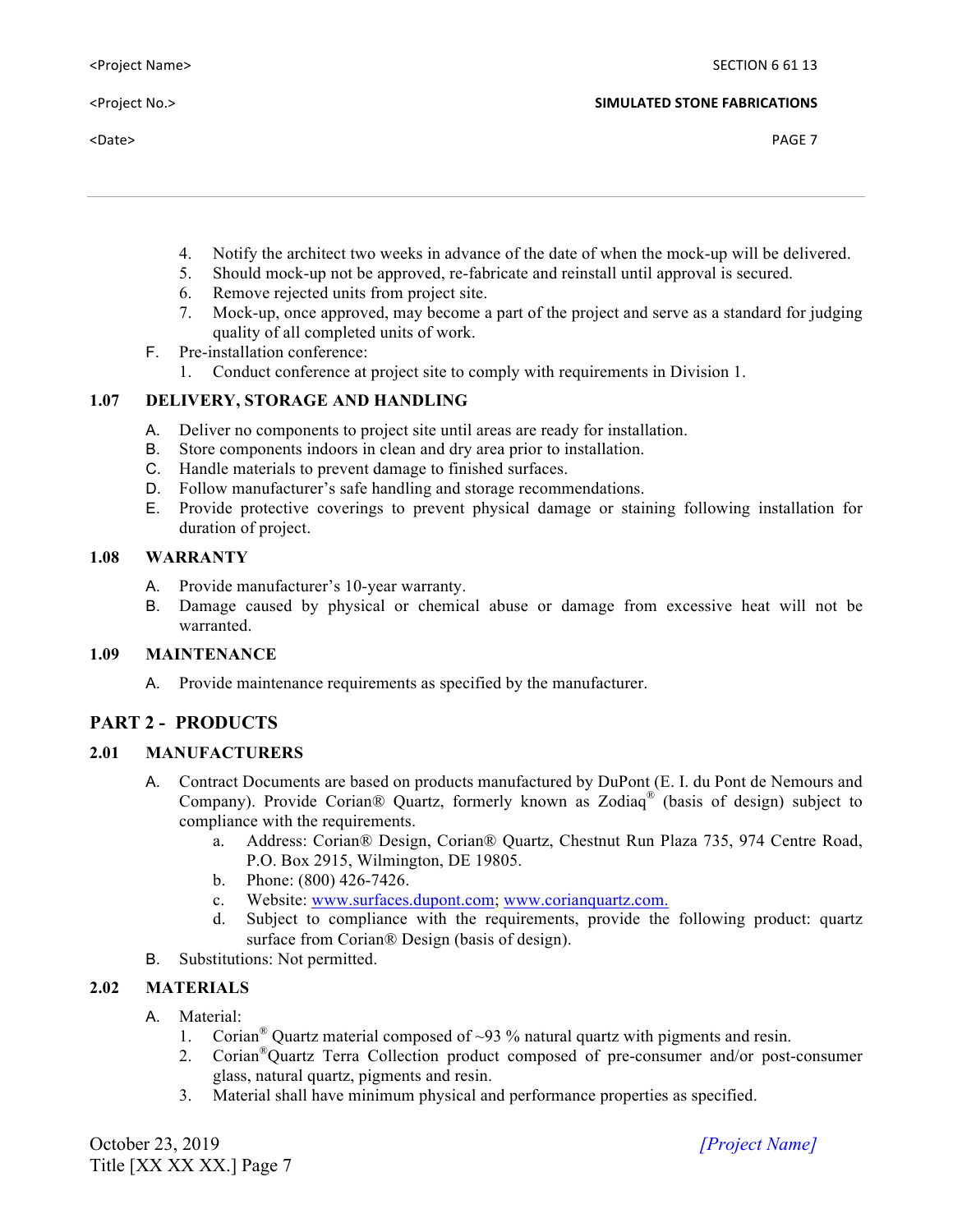4. Notify the architect two weeks in advance of the date of when the mock-up will be delivered.
5. Should mock-up not be approved, re-fabricate and reinstall until approval is secured.
6. Remove rejected units from project site.
7. Mock-up, once approved, may become a part of the project and serve as a standard for judging quality of all completed units of work.

F. Pre-installation conference:
   1. Conduct conference at project site to comply with requirements in Division 1.

### 1.07 DELIVERY, STORAGE AND HANDLING

A. Deliver no components to project site until areas are ready for installation.
B. Store components indoors in clean and dry area prior to installation.
C. Handle materials to prevent damage to finished surfaces.
D. Follow manufacturer's safe handling and storage recommendations.
E. Provide protective coverings to prevent physical damage or staining following installation for duration of project.

### 1.08 WARRANTY

A. Provide manufacturer's 10-year warranty.
B. Damage caused by physical or chemical abuse or damage from excessive heat will not be warranted.

### 1.09 MAINTENANCE

A. Provide maintenance requirements as specified by the manufacturer.

## PART 2 - PRODUCTS

### 2.01 MANUFACTURERS

A. Contract Documents are based on products manufactured by DuPont (E. I. du Pont de Nemours and Company). Provide Corian® Quartz, formerly known as Zodiaq® (basis of design) subject to compliance with the requirements.
   a. Address: Corian® Design, Corian® Quartz, Chestnut Run Plaza 735, 974 Centre Road, P.O. Box 2915, Wilmington, DE 19805.
   b. Phone: (800) 426-7426.
   c. Website: www.surfaces.dupont.com; www.corianquartz.com.
   d. Subject to compliance with the requirements, provide the following product: quartz surface from Corian® Design (basis of design).

B. Substitutions: Not permitted.

### 2.02 MATERIALS

A. Material:
   1. Corian® Quartz material composed of ~93 % natural quartz with pigments and resin.
   2. Corian® Quartz Terra Collection product composed of pre-consumer and/or post-consumer glass, natural quartz, pigments and resin.
   3. Material shall have minimum physical and performance properties as specified.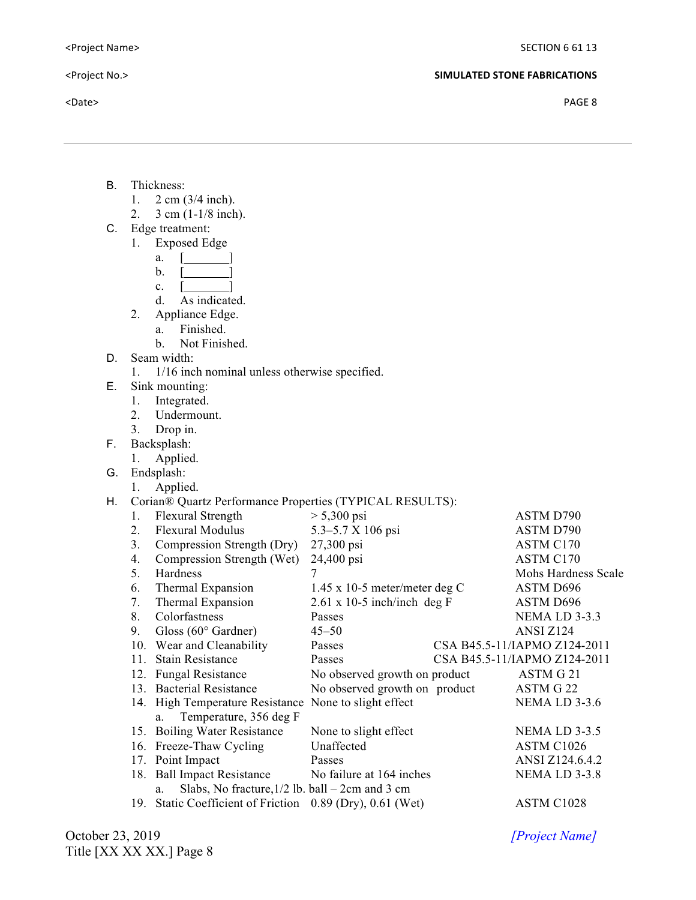B. Thickness:
   1. 2 cm (3/4 inch).
   2. 3 cm (1-1/8 inch).

C. Edge treatment:
   1. Exposed Edge
      a. [_______]
      b. [_______]
      c. [_______]
      d. As indicated.
   2. Appliance Edge.
      a. Finished.
      b. Not Finished.

D. Seam width:
   1. 1/16 inch nominal unless otherwise specified.

E. Sink mounting:
   1. Integrated.
   2. Undermount.
   3. Drop in.

F. Backsplash:
   1. Applied.

G. Endsplash:
   1. Applied.

H. Corian® Quartz Performance Properties (TYPICAL RESULTS):

| | | | |
|---|---|---|---|
| 1. | Flexural Strength | > 5,300 psi | ASTM D790 |
| 2. | Flexural Modulus | 5.3–5.7 X 106 psi | ASTM D790 |
| 3. | Compression Strength (Dry) | 27,300 psi | ASTM C170 |
| 4. | Compression Strength (Wet) | 24,400 psi | ASTM C170 |
| 5. | Hardness | 7 | Mohs Hardness Scale |
| 6. | Thermal Expansion | 1.45 x 10-5 meter/meter deg C | ASTM D696 |
| 7. | Thermal Expansion | 2.61 x 10-5 inch/inch deg F | ASTM D696 |
| 8. | Colorfastness | Passes | NEMA LD 3-3.3 |
| 9. | Gloss (60° Gardner) | 45–50 | ANSI Z124 |
| 10. | Wear and Cleanability | Passes | CSA B45.5-11/IAPMO Z124-2011 |
| 11. | Stain Resistance | Passes | CSA B45.5-11/IAPMO Z124-2011 |
| 12. | Fungal Resistance | No observed growth on product | ASTM G 21 |
| 13. | Bacterial Resistance | No observed growth on product | ASTM G 22 |
| 14. | High Temperature Resistance<br>a. Temperature, 356 deg F | None to slight effect | NEMA LD 3-3.6 |
| 15. | Boiling Water Resistance | None to slight effect | NEMA LD 3-3.5 |
| 16. | Freeze-Thaw Cycling | Unaffected | ASTM C1026 |
| 17. | Point Impact | Passes | ANSI Z124.6.4.2 |
| 18. | Ball Impact Resistance<br>a. Slabs, No fracture,1/2 lb. ball – 2cm and 3 cm | No failure at 164 inches | NEMA LD 3-3.8 |
| 19. | Static Coefficient of Friction | 0.89 (Dry), 0.61 (Wet) | ASTM C1028 |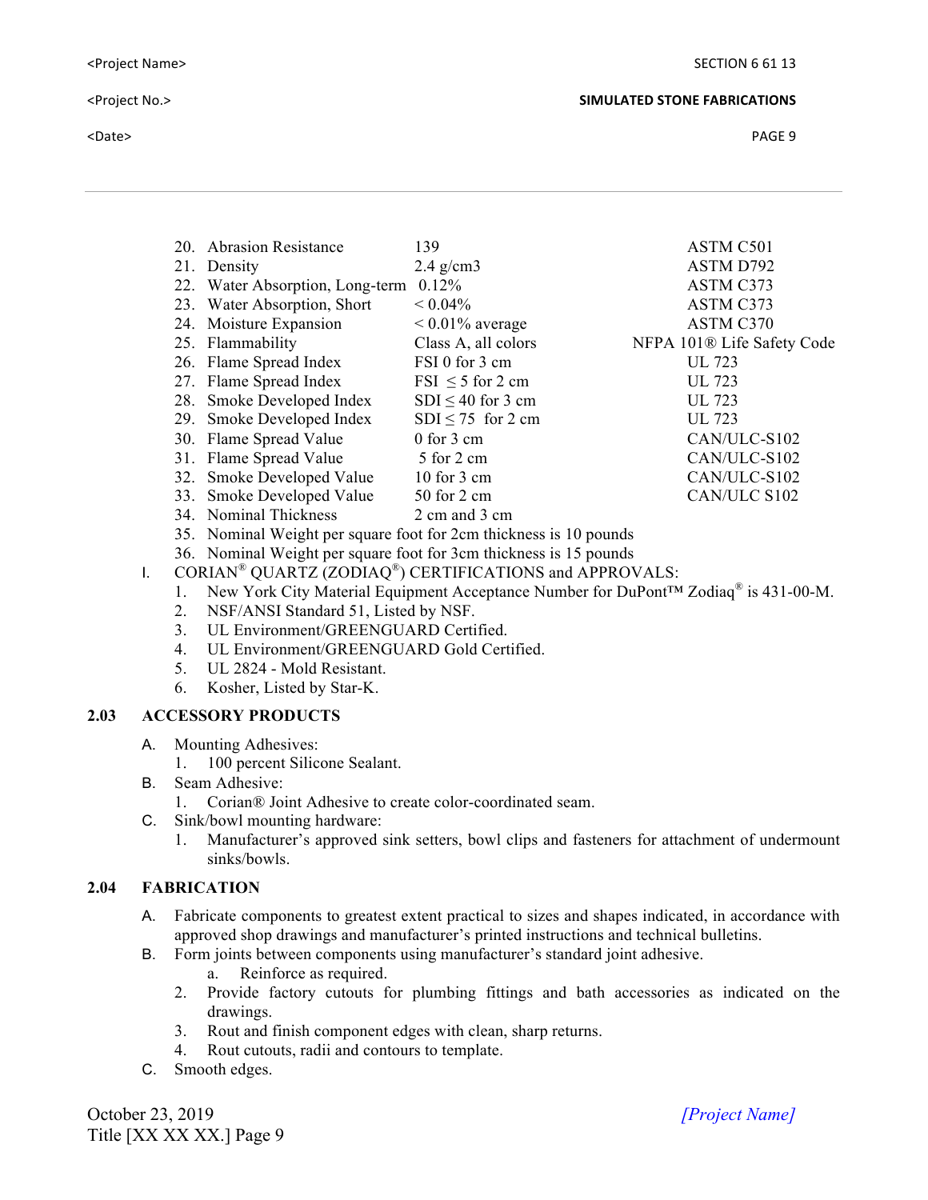20. Abrasion Resistance 139 ASTM C501
21. Density 2.4 g/cm3 ASTM D792
22. Water Absorption, Long-term 0.12% ASTM C373
23. Water Absorption, Short < 0.04% ASTM C373
24. Moisture Expansion < 0.01% average ASTM C370
25. Flammability Class A, all colors NFPA 101® Life Safety Code
26. Flame Spread Index FSI 0 for 3 cm UL 723
27. Flame Spread Index FSI ≤ 5 for 2 cm UL 723
28. Smoke Developed Index SDI ≤ 40 for 3 cm UL 723
29. Smoke Developed Index SDI ≤ 75 for 2 cm UL 723
30. Flame Spread Value 0 for 3 cm CAN/ULC-S102
31. Flame Spread Value 5 for 2 cm CAN/ULC-S102
32. Smoke Developed Value 10 for 3 cm CAN/ULC-S102
33. Smoke Developed Value 50 for 2 cm CAN/ULC S102
34. Nominal Thickness 2 cm and 3 cm
35. Nominal Weight per square foot for 2cm thickness is 10 pounds
36. Nominal Weight per square foot for 3cm thickness is 15 pounds

I. CORIAN® QUARTZ (ZODIAQ®) CERTIFICATIONS and APPROVALS:
   1. New York City Material Equipment Acceptance Number for DuPont™ Zodiaq® is 431-00-M.
   2. NSF/ANSI Standard 51, Listed by NSF.
   3. UL Environment/GREENGUARD Certified.
   4. UL Environment/GREENGUARD Gold Certified.
   5. UL 2824 - Mold Resistant.
   6. Kosher, Listed by Star-K.

## 2.03 ACCESSORY PRODUCTS

A. Mounting Adhesives:
   1. 100 percent Silicone Sealant.

B. Seam Adhesive:
   1. Corian® Joint Adhesive to create color-coordinated seam.

C. Sink/bowl mounting hardware:
   1. Manufacturer's approved sink setters, bowl clips and fasteners for attachment of undermount sinks/bowls.

## 2.04 FABRICATION

A. Fabricate components to greatest extent practical to sizes and shapes indicated, in accordance with approved shop drawings and manufacturer's printed instructions and technical bulletins.

B. Form joints between components using manufacturer's standard joint adhesive.
   a. Reinforce as required.
   2. Provide factory cutouts for plumbing fittings and bath accessories as indicated on the drawings.
   3. Rout and finish component edges with clean, sharp returns.
   4. Rout cutouts, radii and contours to template.

C. Smooth edges.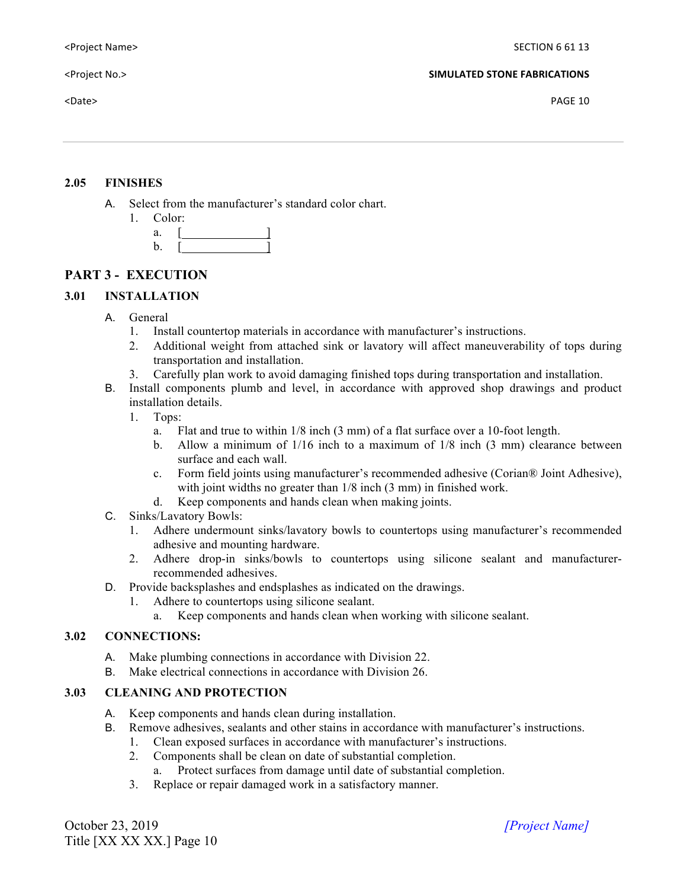### 2.05 FINISHES

A. Select from the manufacturer's standard color chart.
   1. Color:
      a. [______________]
      b. [______________]

## PART 3 - EXECUTION

### 3.01 INSTALLATION

A. General
   1. Install countertop materials in accordance with manufacturer's instructions.
   2. Additional weight from attached sink or lavatory will affect maneuverability of tops during transportation and installation.
   3. Carefully plan work to avoid damaging finished tops during transportation and installation.

B. Install components plumb and level, in accordance with approved shop drawings and product installation details.
   1. Tops:
      a. Flat and true to within 1/8 inch (3 mm) of a flat surface over a 10-foot length.
      b. Allow a minimum of 1/16 inch to a maximum of 1/8 inch (3 mm) clearance between surface and each wall.
      c. Form field joints using manufacturer's recommended adhesive (Corian® Joint Adhesive), with joint widths no greater than 1/8 inch (3 mm) in finished work.
      d. Keep components and hands clean when making joints.

C. Sinks/Lavatory Bowls:
   1. Adhere undermount sinks/lavatory bowls to countertops using manufacturer's recommended adhesive and mounting hardware.
   2. Adhere drop-in sinks/bowls to countertops using silicone sealant and manufacturer-recommended adhesives.

D. Provide backsplashes and endsplashes as indicated on the drawings.
   1. Adhere to countertops using silicone sealant.
      a. Keep components and hands clean when working with silicone sealant.

### 3.02 CONNECTIONS:

A. Make plumbing connections in accordance with Division 22.

B. Make electrical connections in accordance with Division 26.

### 3.03 CLEANING AND PROTECTION

A. Keep components and hands clean during installation.

B. Remove adhesives, sealants and other stains in accordance with manufacturer's instructions.
   1. Clean exposed surfaces in accordance with manufacturer's instructions.
   2. Components shall be clean on date of substantial completion.
      a. Protect surfaces from damage until date of substantial completion.
   3. Replace or repair damaged work in a satisfactory manner.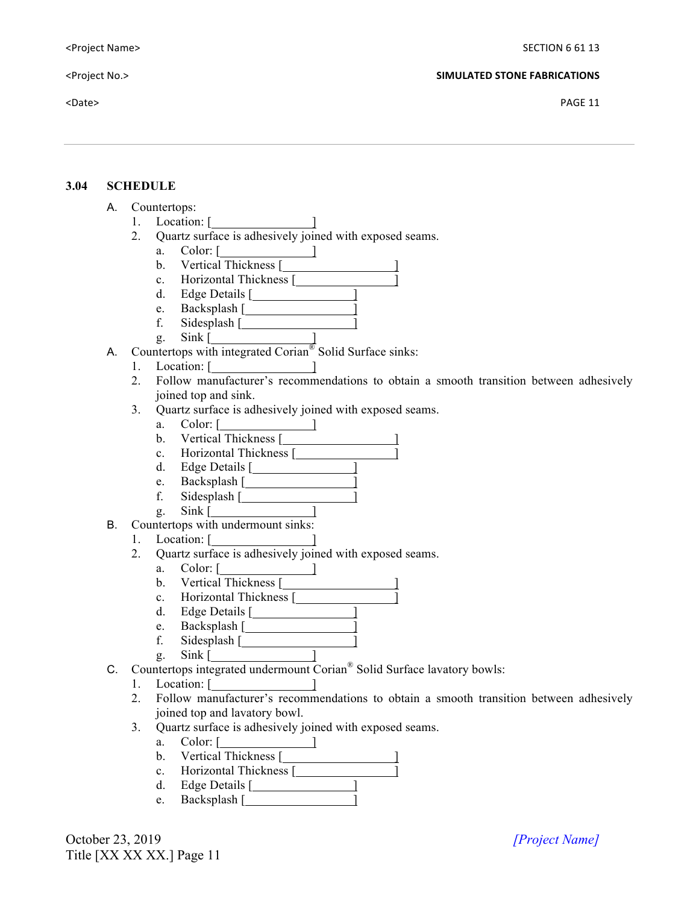## 3.04 SCHEDULE

A. Countertops:
   1. Location: [________________]
   2. Quartz surface is adhesively joined with exposed seams.
      a. Color: [_______________]
      b. Vertical Thickness [_________________]
      c. Horizontal Thickness [________________]
      d. Edge Details [________________]
      e. Backsplash [_________________]
      f. Sidesplash [_________________]
      g. Sink [________________]

A. Countertops with integrated Corian® Solid Surface sinks:
   1. Location: [________________]
   2. Follow manufacturer's recommendations to obtain a smooth transition between adhesively joined top and sink.
   3. Quartz surface is adhesively joined with exposed seams.
      a. Color: [_______________]
      b. Vertical Thickness [_________________]
      c. Horizontal Thickness [________________]
      d. Edge Details [________________]
      e. Backsplash [_________________]
      f. Sidesplash [_________________]
      g. Sink [________________]

B. Countertops with undermount sinks:
   1. Location: [________________]
   2. Quartz surface is adhesively joined with exposed seams.
      a. Color: [_______________]
      b. Vertical Thickness [_________________]
      c. Horizontal Thickness [________________]
      d. Edge Details [________________]
      e. Backsplash [_________________]
      f. Sidesplash [_________________]
      g. Sink [________________]

C. Countertops integrated undermount Corian® Solid Surface lavatory bowls:
   1. Location: [________________]
   2. Follow manufacturer's recommendations to obtain a smooth transition between adhesively joined top and lavatory bowl.
   3. Quartz surface is adhesively joined with exposed seams.
      a. Color: [_______________]
      b. Vertical Thickness [_________________]
      c. Horizontal Thickness [________________]
      d. Edge Details [________________]
      e. Backsplash [_________________]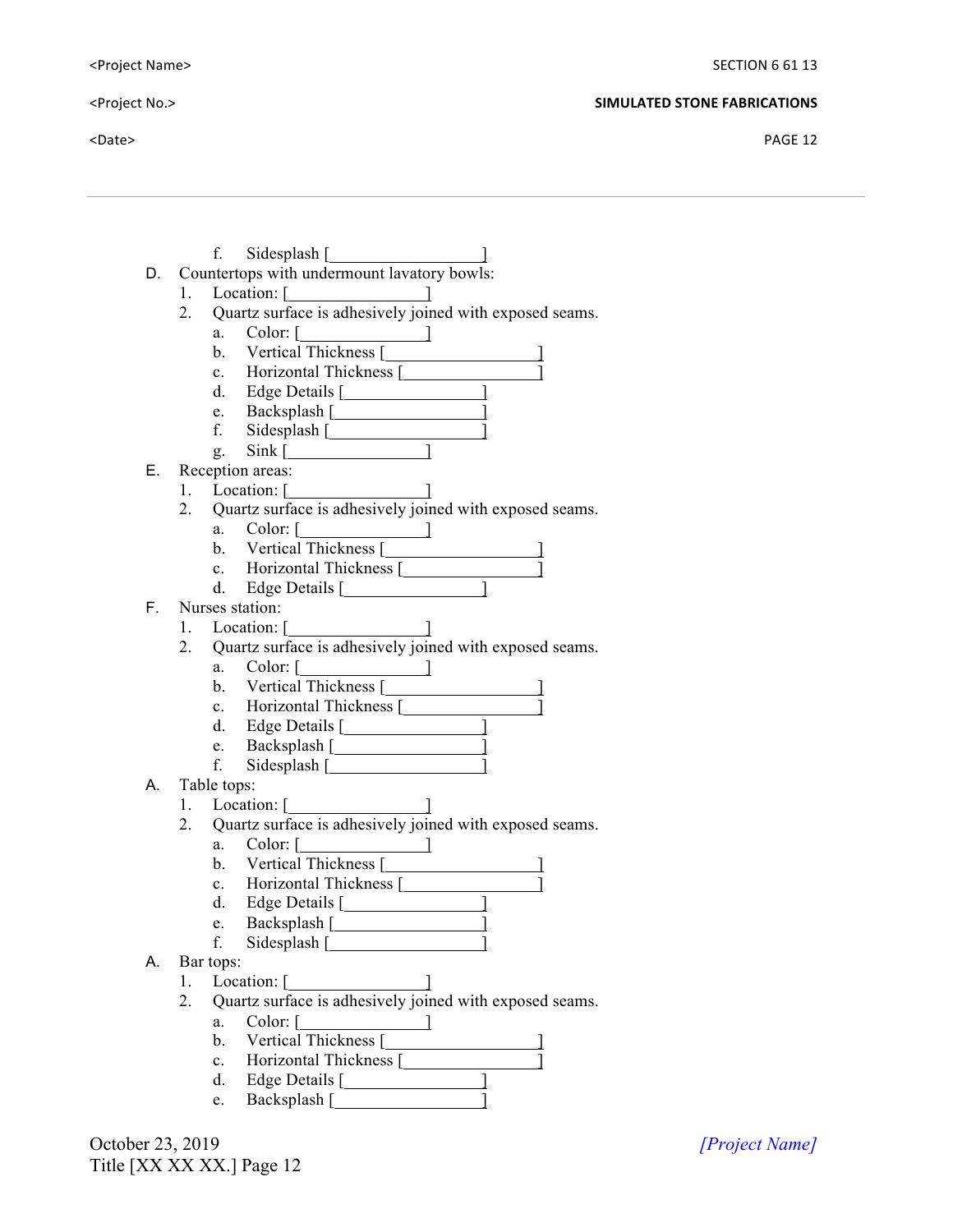f. Sidesplash [_______________]

D. Countertops with undermount lavatory bowls:
   1. Location: [_______________]
   2. Quartz surface is adhesively joined with exposed seams.
      a. Color: [_______________]
      b. Vertical Thickness [_______________]
      c. Horizontal Thickness [_______________]
      d. Edge Details [_______________]
      e. Backsplash [_______________]
      f. Sidesplash [_______________]
      g. Sink [_______________]

E. Reception areas:
   1. Location: [_______________]
   2. Quartz surface is adhesively joined with exposed seams.
      a. Color: [_______________]
      b. Vertical Thickness [_______________]
      c. Horizontal Thickness [_______________]
      d. Edge Details [_______________]

F. Nurses station:
   1. Location: [_______________]
   2. Quartz surface is adhesively joined with exposed seams.
      a. Color: [_______________]
      b. Vertical Thickness [_______________]
      c. Horizontal Thickness [_______________]
      d. Edge Details [_______________]
      e. Backsplash [_______________]
      f. Sidesplash [_______________]

A. Table tops:
   1. Location: [_______________]
   2. Quartz surface is adhesively joined with exposed seams.
      a. Color: [_______________]
      b. Vertical Thickness [_______________]
      c. Horizontal Thickness [_______________]
      d. Edge Details [_______________]
      e. Backsplash [_______________]
      f. Sidesplash [_______________]

A. Bar tops:
   1. Location: [_______________]
   2. Quartz surface is adhesively joined with exposed seams.
      a. Color: [_______________]
      b. Vertical Thickness [_______________]
      c. Horizontal Thickness [_______________]
      d. Edge Details [_______________]
      e. Backsplash [_______________]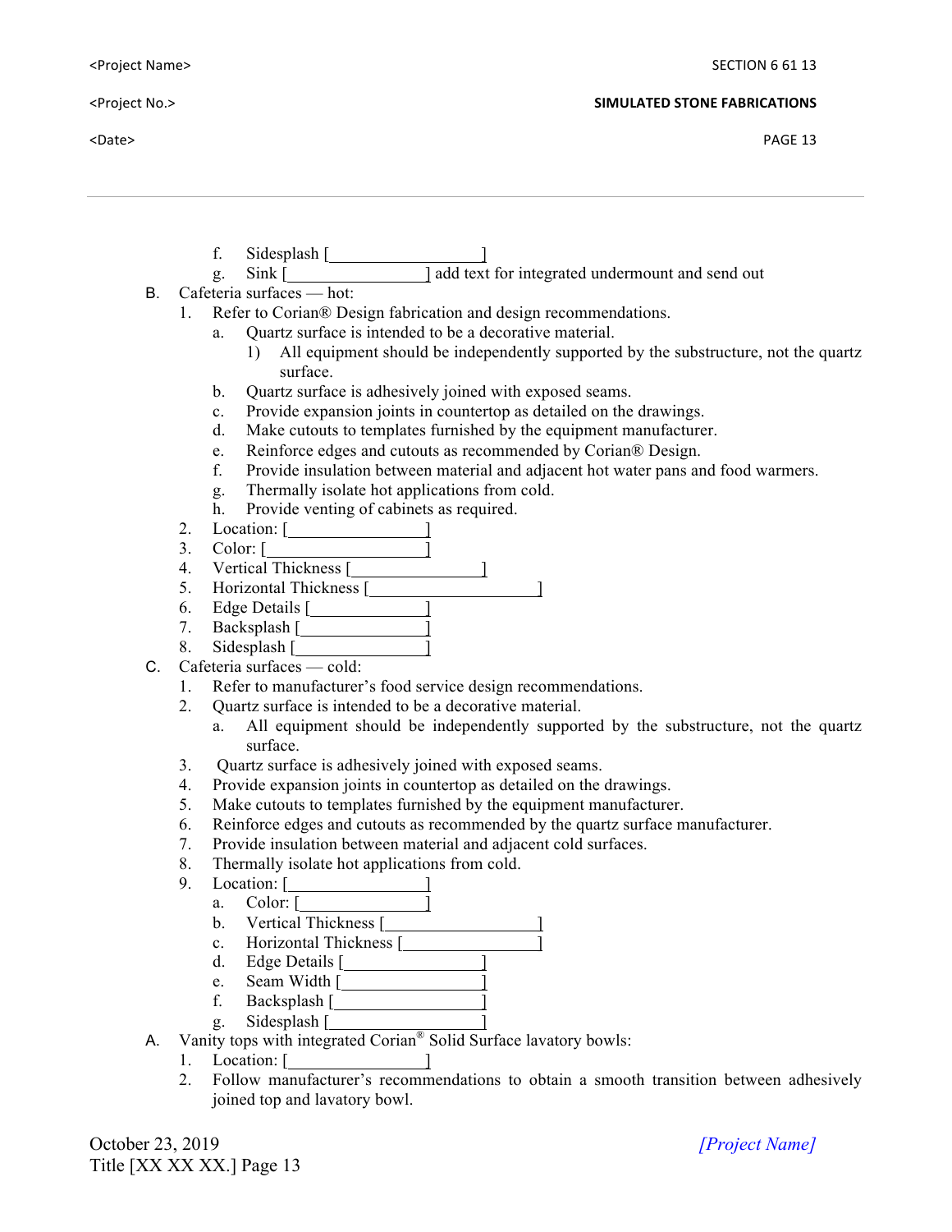f. Sidesplash [____________________]

g. Sink [__________________] add text for integrated undermount and send out

B. Cafeteria surfaces — hot:

1. Refer to Corian® Design fabrication and design recommendations.

   a. Quartz surface is intended to be a decorative material.

      1) All equipment should be independently supported by the substructure, not the quartz surface.

   b. Quartz surface is adhesively joined with exposed seams.

   c. Provide expansion joints in countertop as detailed on the drawings.

   d. Make cutouts to templates furnished by the equipment manufacturer.

   e. Reinforce edges and cutouts as recommended by Corian® Design.

   f. Provide insulation between material and adjacent hot water pans and food warmers.

   g. Thermally isolate hot applications from cold.

   h. Provide venting of cabinets as required.

2. Location: [__________________]

3. Color: [____________________]

4. Vertical Thickness [__________________]

5. Horizontal Thickness [______________________]

6. Edge Details [________________]

7. Backsplash [________________]

8. Sidesplash [________________]

C. Cafeteria surfaces — cold:

1. Refer to manufacturer's food service design recommendations.

2. Quartz surface is intended to be a decorative material.

   a. All equipment should be independently supported by the substructure, not the quartz surface.

3. Quartz surface is adhesively joined with exposed seams.

4. Provide expansion joints in countertop as detailed on the drawings.

5. Make cutouts to templates furnished by the equipment manufacturer.

6. Reinforce edges and cutouts as recommended by the quartz surface manufacturer.

7. Provide insulation between material and adjacent cold surfaces.

8. Thermally isolate hot applications from cold.

9. Location: [__________________]

   a. Color: [________________]

   b. Vertical Thickness [____________________]

   c. Horizontal Thickness [____________________]

   d. Edge Details [____________________]

   e. Seam Width [____________________]

   f. Backsplash [____________________]

   g. Sidesplash [____________________]

A. Vanity tops with integrated Corian® Solid Surface lavatory bowls:

1. Location: [__________________]

2. Follow manufacturer's recommendations to obtain a smooth transition between adhesively joined top and lavatory bowl.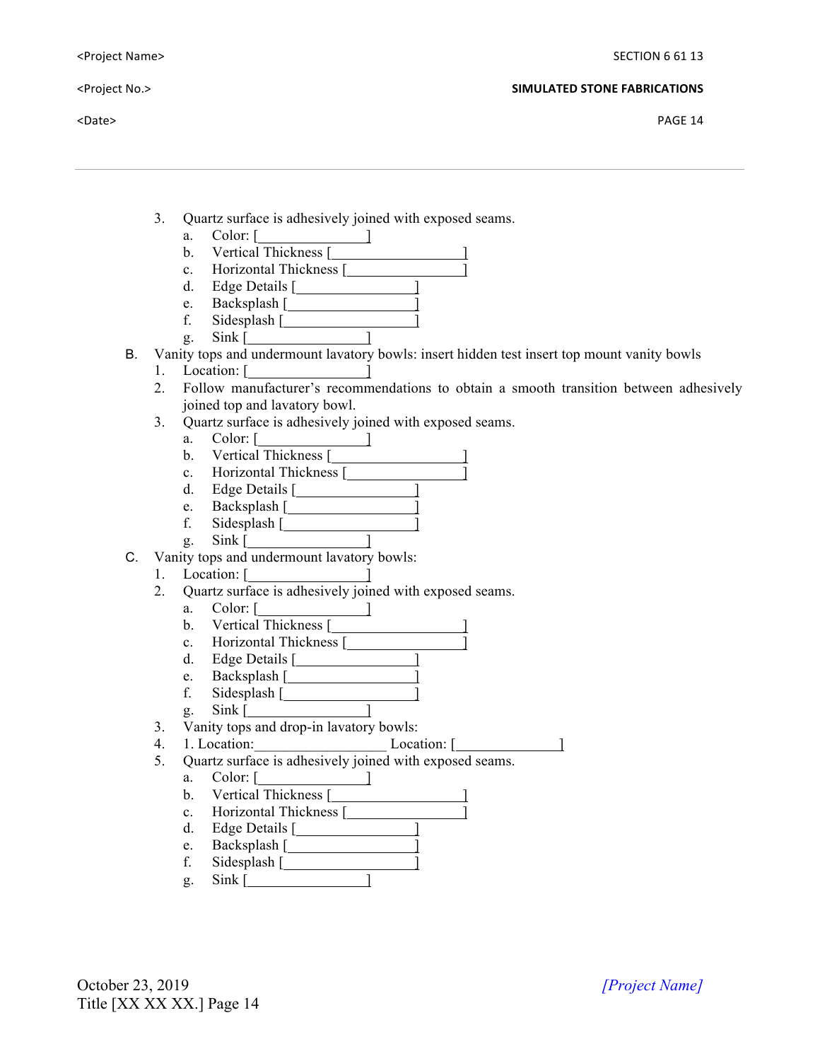3. Quartz surface is adhesively joined with exposed seams.
   a. Color: [______________]
   b. Vertical Thickness [_________________]
   c. Horizontal Thickness [_______________]
   d. Edge Details [_______________]
   e. Backsplash [________________]
   f. Sidesplash [________________]
   g. Sink [_______________]

B. Vanity tops and undermount lavatory bowls: insert hidden test insert top mount vanity bowls
   1. Location: [_______________]
   2. Follow manufacturer's recommendations to obtain a smooth transition between adhesively joined top and lavatory bowl.
   3. Quartz surface is adhesively joined with exposed seams.
      a. Color: [______________]
      b. Vertical Thickness [_________________]
      c. Horizontal Thickness [_______________]
      d. Edge Details [_______________]
      e. Backsplash [________________]
      f. Sidesplash [________________]
      g. Sink [_______________]

C. Vanity tops and undermount lavatory bowls:
   1. Location: [_______________]
   2. Quartz surface is adhesively joined with exposed seams.
      a. Color: [______________]
      b. Vertical Thickness [_________________]
      c. Horizontal Thickness [_______________]
      d. Edge Details [_______________]
      e. Backsplash [________________]
      f. Sidesplash [________________]
      g. Sink [_______________]
   3. Vanity tops and drop-in lavatory bowls:
   4. 1. Location:_________________ Location: [_____________]
   5. Quartz surface is adhesively joined with exposed seams.
      a. Color: [______________]
      b. Vertical Thickness [_________________]
      c. Horizontal Thickness [_______________]
      d. Edge Details [_______________]
      e. Backsplash [________________]
      f. Sidesplash [________________]
      g. Sink [_______________]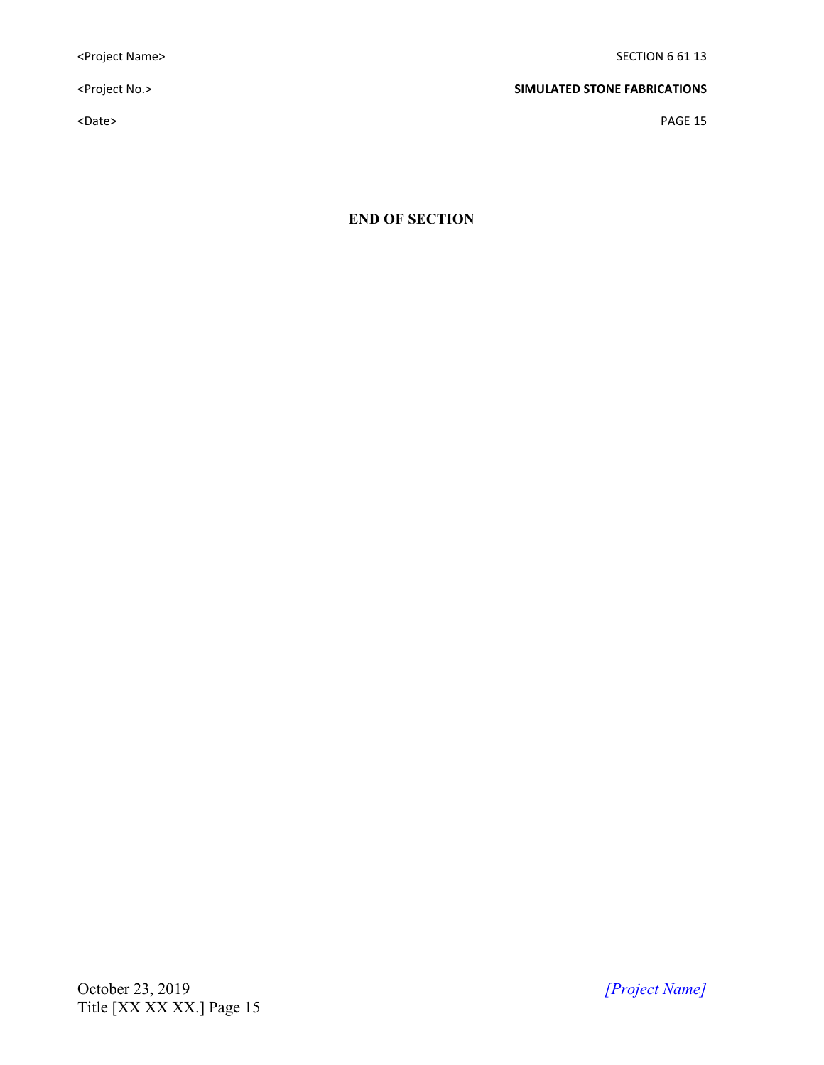**END OF SECTION**